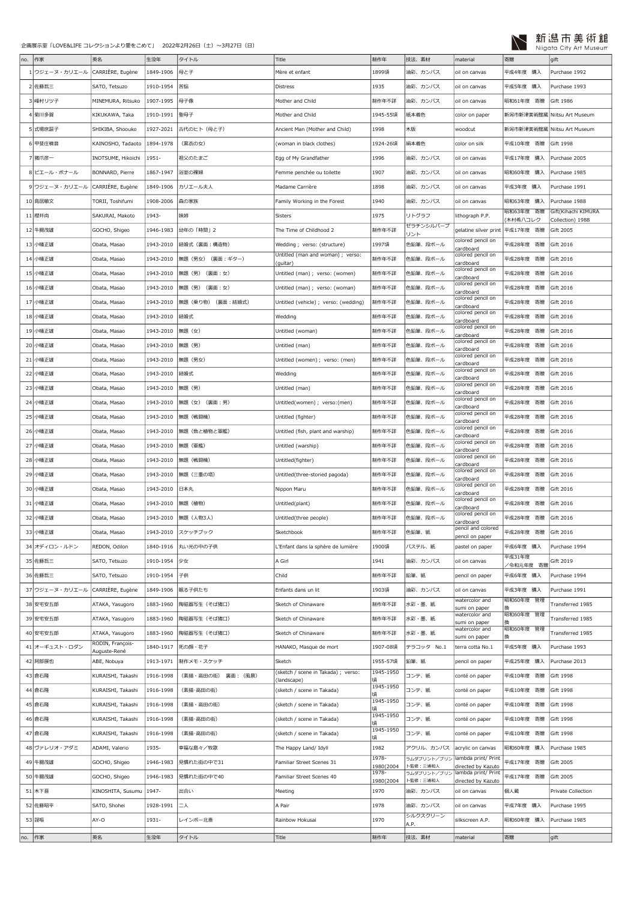企画展示室「LOVE&LIFE コレクションより愛をこめて」 2022年2月26日（土）～3月27日（日）

新潟市美術館 Niigata City Art Museum

| no. | 作家 | 英名 | 生没年 | タイトル | Title | 制作年 | 技法、素材 | material | 寄贈 | gift |
|---|---|---|---|---|---|---|---|---|---|---|
| 1 | ウジェーヌ・カリエール | CARRIÈRE, Eugène | 1849-1906 | 母と子 | Mère et enfant | 1899頃 | 油彩、カンバス | oil on canvas | 平成4年度 購入 | Purchase 1992 |
| 2 | 佐藤哲三 | SATO, Tetsuzo | 1910-1954 | 苦悩 | Distress | 1935 | 油彩、カンバス | oil on canvas | 平成5年度 購入 | Purchase 1993 |
| 3 | 峰村リツ子 | MINEMURA, Ritsuko | 1907-1995 | 母子像 | Mother and Child | 制作年不詳 | 油彩、カンバス | oil on canvas | 昭和61年度 寄贈 | Gift 1986 |
| 4 | 菊川多賀 | KIKUKAWA, Taka | 1910-1991 | 聖母子 | Mother and Child | 1945-55頃 | 紙本着色 | color on paper | 新潟市新津美術館蔵 | Niitsu Art Museum |
| 5 | 式場庶謳子 | SHIKIBA, Shoouko | 1927-2021 | 古代のヒト（母と子） | Ancient Man (Mother and Child) | 1998 | 木版 | woodcut | 新潟市新津美術館蔵 | Niitsu Art Museum |
| 6 | 甲斐庄楠音 | KAINOSHO, Tadaoto | 1894-1978 | （黒衣の女） | (woman in black clothes) | 1924-26頃 | 絹本着色 | color on silk | 平成10年度 寄贈 | Gift 1998 |
| 7 | 猪爪彦一 | INOTSUME, Hikoichi | 1951- | 祖父のたまご | Egg of My Grandfather | 1996 | 油彩、カンバス | oil on canvas | 平成17年度 購入 | Purchase 2005 |
| 8 | ピエール・ボナール | BONNARD, Pierre | 1867-1947 | 浴室の裸婦 | Femme penchée ou toilette | 1907 | 油彩、カンバス | oil on canvas | 昭和60年度 購入 | Purchase 1985 |
| 9 | ウジェーヌ・カリエール | CARRIÈRE, Eugène | 1849-1906 | カリエール夫人 | Madame Carrière | 1898 | 油彩、カンバス | oil on canvas | 平成3年度 購入 | Purchase 1991 |
| 10 | 鳥居敏文 | TORII, Toshifumi | 1908-2006 | 森の家族 | Family Working in the Forest | 1940 | 油彩、カンバス | oil on canvas | 昭和63年度 購入 | Purchase 1988 |
| 11 | 櫻井尚 | SAKURAI, Makoto | 1943- | 姉妹 | Sisters | 1975 | リトグラフ | lithograph P.P. | 昭和63年度 寄贈（木村希八コレク | Gift(Kihachi KIMURA Collection) 1988 |
| 12 | 牛腸茂雄 | GOCHO, Shigeo | 1946-1983 | 幼年の「時間」2 | The Time of Childhood 2 | 制作年不詳 | ゼラチンシルバープリント | gelatine silver print | 平成17年度 寄贈 | Gift 2005 |
| 13 | 小幡正雄 | Obata, Masao | 1943-2010 | 結婚式（裏面：構造物） | Wedding ; verso: (structure) | 1997頃 | 色鉛筆、段ボール | colored pencil on cardboard | 平成28年度 寄贈 | Gift 2016 |
| 14 | 小幡正雄 | Obata, Masao | 1943-2010 | 無題（男女）（裏面：ギター） | Untitled (man and woman) ; verso: (guitar) | 制作年不詳 | 色鉛筆、段ボール | colored pencil on cardboard | 平成28年度 寄贈 | Gift 2016 |
| 15 | 小幡正雄 | Obata, Masao | 1943-2010 | 無題（男）（裏面：女） | Untitled (man) ; verso: (woman) | 制作年不詳 | 色鉛筆、段ボール | colored pencil on cardboard | 平成28年度 寄贈 | Gift 2016 |
| 16 | 小幡正雄 | Obata, Masao | 1943-2010 | 無題（男）（裏面：女） | Untitled (man) ; verso: (woman) | 制作年不詳 | 色鉛筆、段ボール | colored pencil on cardboard | 平成28年度 寄贈 | Gift 2016 |
| 17 | 小幡正雄 | Obata, Masao | 1943-2010 | 無題（乗り物）（裏面：結婚式） | Untitled (vehicle) ; verso: (wedding) | 制作年不詳 | 色鉛筆、段ボール | colored pencil on cardboard | 平成28年度 寄贈 | Gift 2016 |
| 18 | 小幡正雄 | Obata, Masao | 1943-2010 | 結婚式 | Wedding | 制作年不詳 | 色鉛筆、段ボール | colored pencil on cardboard | 平成28年度 寄贈 | Gift 2016 |
| 19 | 小幡正雄 | Obata, Masao | 1943-2010 | 無題（女） | Untitled (woman) | 制作年不詳 | 色鉛筆、段ボール | colored pencil on cardboard | 平成28年度 寄贈 | Gift 2016 |
| 20 | 小幡正雄 | Obata, Masao | 1943-2010 | 無題（男） | Untitled (man) | 制作年不詳 | 色鉛筆、段ボール | colored pencil on cardboard | 平成28年度 寄贈 | Gift 2016 |
| 21 | 小幡正雄 | Obata, Masao | 1943-2010 | 無題（男女） | Untitled (women) ; verso: (men) | 制作年不詳 | 色鉛筆、段ボール | colored pencil on cardboard | 平成28年度 寄贈 | Gift 2016 |
| 22 | 小幡正雄 | Obata, Masao | 1943-2010 | 結婚式 | Wedding | 制作年不詳 | 色鉛筆、段ボール | colored pencil on cardboard | 平成28年度 寄贈 | Gift 2016 |
| 23 | 小幡正雄 | Obata, Masao | 1943-2010 | 無題（男） | Untitled (man) | 制作年不詳 | 色鉛筆、段ボール | colored pencil on cardboard | 平成28年度 寄贈 | Gift 2016 |
| 24 | 小幡正雄 | Obata, Masao | 1943-2010 | 無題（女）（裏面：男） | Untitled(women) ; verso:(men) | 制作年不詳 | 色鉛筆、段ボール | colored pencil on cardboard | 平成28年度 寄贈 | Gift 2016 |
| 25 | 小幡正雄 | Obata, Masao | 1943-2010 | 無題（戦闘機） | Untitled (fighter) | 制作年不詳 | 色鉛筆、段ボール | colored pencil on cardboard | 平成28年度 寄贈 | Gift 2016 |
| 26 | 小幡正雄 | Obata, Masao | 1943-2010 | 無題（魚と植物と軍艦） | Untitled (fish, plant and warship) | 制作年不詳 | 色鉛筆、段ボール | colored pencil on cardboard | 平成28年度 寄贈 | Gift 2016 |
| 27 | 小幡正雄 | Obata, Masao | 1943-2010 | 無題（軍艦） | Untitled (warship) | 制作年不詳 | 色鉛筆、段ボール | colored pencil on cardboard | 平成28年度 寄贈 | Gift 2016 |
| 28 | 小幡正雄 | Obata, Masao | 1943-2010 | 無題（戦闘機） | Untitled(fighter) | 制作年不詳 | 色鉛筆、段ボール | colored pencil on cardboard | 平成28年度 寄贈 | Gift 2016 |
| 29 | 小幡正雄 | Obata, Masao | 1943-2010 | 無題（三重の塔） | Untitled(three-storied pagoda) | 制作年不詳 | 色鉛筆、段ボール | colored pencil on cardboard | 平成28年度 寄贈 | Gift 2016 |
| 30 | 小幡正雄 | Obata, Masao | 1943-2010 | 日本丸 | Nippon Maru | 制作年不詳 | 色鉛筆、段ボール | colored pencil on cardboard | 平成28年度 寄贈 | Gift 2016 |
| 31 | 小幡正雄 | Obata, Masao | 1943-2010 | 無題（植物） | Untitled(plant) | 制作年不詳 | 色鉛筆、段ボール | colored pencil on cardboard | 平成28年度 寄贈 | Gift 2016 |
| 32 | 小幡正雄 | Obata, Masao | 1943-2010 | 無題（人物3人） | Untitled(three people) | 制作年不詳 | 色鉛筆、段ボール | colored pencil on cardboard | 平成28年度 寄贈 | Gift 2016 |
| 33 | 小幡正雄 | Obata, Masao | 1943-2010 | スケッチブック | Sketchbook | 制作年不詳 | 色鉛筆、紙 | pencil and colored pencil on paper | 平成28年度 寄贈 | Gift 2016 |
| 34 | オディロン・ルドン | REDON, Odilon | 1840-1916 | 丸い光の中の子供 | L'Enfant dans la sphère de lumière | 1900頃 | パステル、紙 | pastel on paper | 平成6年度 購入 | Purchase 1994 |
| 35 | 佐藤哲三 | SATO, Tetsuzo | 1910-1954 | 少女 | A Girl | 1941 | 油彩、カンバス | oil on canvas | 平成31年度／令和元年度 寄贈 | Gift 2019 |
| 36 | 佐藤哲三 | SATO, Tetsuzo | 1910-1954 | 子供 | Child | 制作年不詳 | 鉛筆、紙 | pencil on paper | 平成6年度 購入 | Purchase 1994 |
| 37 | ウジェーヌ・カリエール | CARRIÈRE, Eugène | 1849-1906 | 眠る子供たち | Enfants dans un lit | 1903頃 | 油彩、カンバス | oil on canvas | 平成3年度 購入 | Purchase 1991 |
| 38 | 安宅安五郎 | ATAKA, Yasugoro | 1883-1960 | 陶磁器写生（そば猪口） | Sketch of Chinaware | 制作年不詳 | 水彩・墨、紙 | watercolor and sumi on paper | 昭和60年度 管理換 | Transferred 1985 |
| 39 | 安宅安五郎 | ATAKA, Yasugoro | 1883-1960 | 陶磁器写生（そば猪口） | Sketch of Chinaware | 制作年不詳 | 水彩・墨、紙 | watercolor and sumi on paper | 昭和60年度 管理換 | Transferred 1985 |
| 40 | 安宅安五郎 | ATAKA, Yasugoro | 1883-1960 | 陶磁器写生（そば猪口） | Sketch of Chinaware | 制作年不詳 | 水彩・墨、紙 | watercolor and sumi on paper | 昭和60年度 管理換 | Transferred 1985 |
| 41 | オーギュスト・ロダン | RODIN, François-Auguste-René | 1840-1917 | 死の顔・花子 | HANAKO, Masque de mort | 1907-08頃 | テラコッタ No.1 | terra cotta No.1 | 平成5年度 購入 | Purchase 1993 |
| 42 | 阿部展也 | ABE, Nobuya | 1913-1971 | 制作メモ・スケッチ | Sketch | 1955-57頃 | 鉛筆、紙 | pencil on paper | 平成25年度 購入 | Purchase 2013 |
| 43 | 倉石隆 | KURAISHI, Takashi | 1916-1998 | （素描・高田の街） 裏面：（風景） | (sketch / scene in Takada) ; verso: (landscape) | 1945-1950頃 | コンテ、紙 | conté on paper | 平成10年度 寄贈 | Gift 1998 |
| 44 | 倉石隆 | KURAISHI, Takashi | 1916-1998 | （素描･高田の街） | (sketch / scene in Takada) | 1945-1950頃 | コンテ、紙 | conté on paper | 平成10年度 寄贈 | Gift 1998 |
| 45 | 倉石隆 | KURAISHI, Takashi | 1916-1998 | （素描・高田の街） | (sketch / scene in Takada) | 1945-1950頃 | コンテ、紙 | conté on paper | 平成10年度 寄贈 | Gift 1998 |
| 46 | 倉石隆 | KURAISHI, Takashi | 1916-1998 | （素描･高田の街） | (sketch / scene in Takada) | 1945-1950頃 | コンテ、紙 | conté on paper | 平成10年度 寄贈 | Gift 1998 |
| 47 | 倉石隆 | KURAISHI, Takashi | 1916-1998 | （素描･高田の街） | (sketch / scene in Takada) | 1945-1950頃 | コンテ、紙 | conté on paper | 平成10年度 寄贈 | Gift 1998 |
| 48 | ヴァレリオ・アダミ | ADAMI, Valerio | 1935- | 幸福な島々／牧歌 | The Happy Land/ Idyll | 1982 | アクリル、カンバス | acrylic on canvas | 昭和60年度 購入 | Purchase 1985 |
| 49 | 牛腸茂雄 | GOCHO, Shigeo | 1946-1983 | 見慣れた街の中で31 | Familiar Street Scenes 31 | 1978-1980(2004 | ラムダプリント/プリント監修：三浦和人 | lambda print/ Print directed by Kazuto | 平成17年度 寄贈 | Gift 2005 |
| 50 | 牛腸茂雄 | GOCHO, Shigeo | 1946-1983 | 見慣れた街の中で40 | Familiar Street Scenes 40 | 1978-1980(2004 | ラムダプリント/プリント監修：三浦和人 | lambda print/ Print directed by Kazuto | 平成17年度 寄贈 | Gift 2005 |
| 51 | 木下晋 | KINOSHITA, Susumu | 1947- | 出合い | Meeting | 1970 | 油彩、カンバス | oil on canvas | 個人蔵 | Private Collection |
| 52 | 佐藤昭平 | SATO, Shohei | 1928-1991 | 二人 | A Pair | 1978 | 油彩、カンバス | oil on canvas | 平成7年度 購入 | Purchase 1995 |
| 53 | 靉嘔 | AY-O | 1931- | レインボー北斎 | Rainbow Hokusai | 1970 | シルクスクリーン A.P. | silkscreen A.P. | 昭和60年度 購入 | Purchase 1985 |
| no. | 作家 | 英名 | 生没年 | タイトル | Title | 制作年 | 技法、素材 | material | 寄贈 | gift |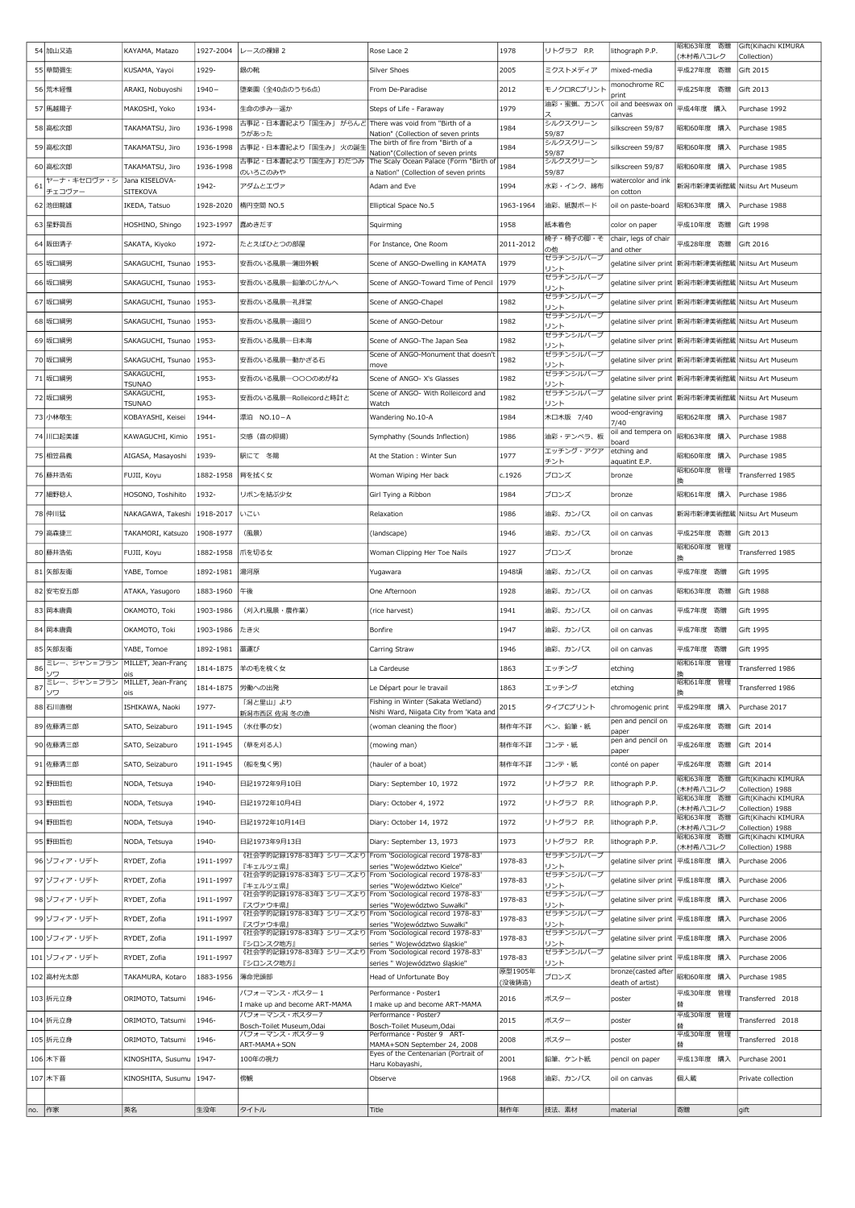| no. | 作家 | 英名 | 生没年 | タイトル | Title | 制作年 | 技法、素材 | material | 寄贈 | gift |
|---|---|---|---|---|---|---|---|---|---|---|
| 54 | 加山又造 | KAYAMA, Matazo | 1927-2004 | レースの裸婦 2 | Rose Lace 2 | 1978 | リトグラフ P.P. | lithograph P.P. | 昭和63年度 寄贈(木村希八コレク | Gift(Kihachi KIMURA Collection) |
| 55 | 草間彌生 | KUSAMA, Yayoi | 1929- | 銀の靴 | Silver Shoes | 2005 | ミクストメディア | mixed-media | 平成27年度 寄贈 | Gift 2015 |
| 56 | 荒木経惟 | ARAKI, Nobuyoshi | 1940－ | 堕楽園（全40点のうち6点） | From De-Paradise | 2012 | モノクロRCプリント | monochrome RC print | 平成25年度 寄贈 | Gift 2013 |
| 57 | 馬越陽子 | MAKOSHI, Yoko | 1934- | 生命の歩み―遥か | Steps of Life - Faraway | 1979 | 油彩・蜜蝋、カンバス | oil and beeswax on canvas | 平成4年度 購入 | Purchase 1992 |
| 58 | 高松次郎 | TAKAMATSU, Jiro | 1936-1998 | 古事記・日本書紀より「国生み」がらんどうがあった | There was void from "Birth of a Nation" (Collection of seven prints | 1984 | シルクスクリーン 59/87 | silkscreen 59/87 | 昭和60年度 購入 | Purchase 1985 |
| 59 | 高松次郎 | TAKAMATSU, Jiro | 1936-1998 | 古事記・日本書紀より「国生み」火の誕生 | The birth of fire from "Birth of a Nation"(Collection of seven prints | 1984 | シルクスクリーン 59/87 | silkscreen 59/87 | 昭和60年度 購入 | Purchase 1985 |
| 60 | 高松次郎 | TAKAMATSU, Jiro | 1936-1998 | 古事記・日本書紀より「国生み」わだつみのいろこのみや | The Scaly Ocean Palace (Form "Birth of a Nation" (Collection of seven prints | 1984 | シルクスクリーン 59/87 | silkscreen 59/87 | 昭和60年度 購入 | Purchase 1985 |
| 61 | ヤーナ・キセロヴァ・シチェコヴァー | Jana KISELOVA-SITEKOVA | 1942- | アダムとエヴァ | Adam and Eve | 1994 | 水彩・インク、綿布 | watercolor and ink on cotton | 新潟市新津美術館蔵 | Niitsu Art Museum |
| 62 | 池田龍雄 | IKEDA, Tatsuo | 1928-2020 | 楕円空間 NO.5 | Elliptical Space No.5 | 1963-1964 | 油彩、紙製ボード | oil on paste-board | 昭和63年度 購入 | Purchase 1988 |
| 63 | 星野眞吾 | HOSHINO, Shingo | 1923-1997 | 蠢めきだす | Squirming | 1958 | 紙本着色 | color on paper | 平成10年度 寄贈 | Gift 1998 |
| 64 | 坂田清子 | SAKATA, Kiyoko | 1972- | たとえばひとつの部屋 | For Instance, One Room | 2011-2012 | 椅子・椅子の脚・その他 | chair, legs of chair and other | 平成28年度 寄贈 | Gift 2016 |
| 65 | 坂口綱男 | SAKAGUCHI, Tsunao | 1953- | 安吾のいる風景―蒲田外観 | Scene of ANGO-Dwelling in KAMATA | 1979 | ゼラチンシルバープリント | gelatine silver print | 新潟市新津美術館蔵 | Niitsu Art Museum |
| 66 | 坂口綱男 | SAKAGUCHI, Tsunao | 1953- | 安吾のいる風景―鉛筆のじかんへ | Scene of ANGO-Toward Time of Pencil | 1979 | ゼラチンシルバープリント | gelatine silver print | 新潟市新津美術館蔵 | Niitsu Art Museum |
| 67 | 坂口綱男 | SAKAGUCHI, Tsunao | 1953- | 安吾のいる風景―礼拝堂 | Scene of ANGO-Chapel | 1982 | ゼラチンシルバープリント | gelatine silver print | 新潟市新津美術館蔵 | Niitsu Art Museum |
| 68 | 坂口綱男 | SAKAGUCHI, Tsunao | 1953- | 安吾のいる風景―遠回り | Scene of ANGO-Detour | 1982 | ゼラチンシルバープリント | gelatine silver print | 新潟市新津美術館蔵 | Niitsu Art Museum |
| 69 | 坂口綱男 | SAKAGUCHI, Tsunao | 1953- | 安吾のいる風景―日本海 | Scene of ANGO-The Japan Sea | 1982 | ゼラチンシルバープリント | gelatine silver print | 新潟市新津美術館蔵 | Niitsu Art Museum |
| 70 | 坂口綱男 | SAKAGUCHI, Tsunao | 1953- | 安吾のいる風景―動かざる石 | Scene of ANGO-Monument that doesn't move | 1982 | ゼラチンシルバープリント | gelatine silver print | 新潟市新津美術館蔵 | Niitsu Art Museum |
| 71 | 坂口綱男 | SAKAGUCHI, TSUNAO | 1953- | 安吾のいる風景―〇〇〇のめがね | Scene of ANGO- X's Glasses | 1982 | ゼラチンシルバープリント | gelatine silver print | 新潟市新津美術館蔵 | Niitsu Art Museum |
| 72 | 坂口綱男 | SAKAGUCHI, TSUNAO | 1953- | 安吾のいる風景―Rolleicordと時計と | Scene of ANGO- With Rolleicord and Watch | 1982 | ゼラチンシルバープリント | gelatine silver print | 新潟市新津美術館蔵 | Niitsu Art Museum |
| 73 | 小林敬生 | KOBAYASHI, Keisei | 1944- | 漂泊 NO.10－A | Wandering No.10-A | 1984 | 木口木版 7/40 | wood-engraving 7/40 | 昭和62年度 購入 | Purchase 1987 |
| 74 | 川口起美雄 | KAWAGUCHI, Kimio | 1951- | 交感（音の抑揚） | Symphathy (Sounds Inflection) | 1986 | 油彩・テンペラ、板 | oil and tempera on board | 昭和63年度 購入 | Purchase 1988 |
| 75 | 相笠昌義 | AIGASA, Masayoshi | 1939- | 駅にて 冬陽 | At the Station : Winter Sun | 1977 | エッチング・アクアチント | etching and aquatint E.P. | 昭和60年度 購入 | Purchase 1985 |
| 76 | 藤井浩祐 | FUJII, Koyu | 1882-1958 | 背を拭く女 | Woman Wiping Her back | c.1926 | ブロンズ | bronze | 昭和60年度 管理換 | Transferred 1985 |
| 77 | 細野稔人 | HOSONO, Toshihito | 1932- | リボンを結ぶ少女 | Girl Tying a Ribbon | 1984 | ブロンズ | bronze | 昭和61年度 購入 | Purchase 1986 |
| 78 | 仲川猛 | NAKAGAWA, Takeshi | 1918-2017 | いこい | Relaxation | 1986 | 油彩、カンバス | oil on canvas | 新潟市新津美術館蔵 | Niitsu Art Museum |
| 79 | 高森捷三 | TAKAMORI, Katsuzo | 1908-1977 | （風景） | (landscape) | 1946 | 油彩、カンバス | oil on canvas | 平成25年度 寄贈 | Gift 2013 |
| 80 | 藤井浩祐 | FUJII, Koyu | 1882-1958 | 爪を切る女 | Woman Clipping Her Toe Nails | 1927 | ブロンズ | bronze | 昭和60年度 管理換 | Transferred 1985 |
| 81 | 矢部友衛 | YABE, Tomoe | 1892-1981 | 湯河原 | Yugawara | 1948頃 | 油彩、カンバス | oil on canvas | 平成7年度 寄贈 | Gift 1995 |
| 82 | 安宅安五郎 | ATAKA, Yasugoro | 1883-1960 | 午後 | One Afternoon | 1928 | 油彩、カンバス | oil on canvas | 昭和63年度 寄贈 | Gift 1988 |
| 83 | 岡本唐貴 | OKAMOTO, Toki | 1903-1986 | （刈入れ風景・農作業） | (rice harvest) | 1941 | 油彩、カンバス | oil on canvas | 平成7年度 寄贈 | Gift 1995 |
| 84 | 岡本唐貴 | OKAMOTO, Toki | 1903-1986 | たき火 | Bonfire | 1947 | 油彩、カンバス | oil on canvas | 平成7年度 寄贈 | Gift 1995 |
| 85 | 矢部友衛 | YABE, Tomoe | 1892-1981 | 藁運び | Carring Straw | 1946 | 油彩、カンバス | oil on canvas | 平成7年度 寄贈 | Gift 1995 |
| 86 | ミレー、ジャン＝フランソワ | MILLET, Jean-François | 1814-1875 | 羊の毛を梳く女 | La Cardeuse | 1863 | エッチング | etching | 昭和61年度 管理換 | Transferred 1986 |
| 87 | ミレー、ジャン＝フランソワ | MILLET, Jean-François | 1814-1875 | 労働への出発 | Le Départ pour le travail | 1863 | エッチング | etching | 昭和61年度 管理換 | Transferred 1986 |
| 88 | 石川直樹 | ISHIKAWA, Naoki | 1977- | 「潟と里山」より 新潟市西区 佐潟 冬の漁 | Fishing in Winter (Sakata Wetland) Nishi Ward, Niigata City from 'Kata and | 2015 | タイプCプリント | chromogenic print | 平成29年度 購入 | Purchase 2017 |
| 89 | 佐藤清三郎 | SATO, Seizaburo | 1911-1945 | （水仕事の女） | (woman cleaning the floor) | 制作年不詳 | ペン、鉛筆・紙 | pen and pencil on paper | 平成26年度 寄贈 | Gift 2014 |
| 90 | 佐藤清三郎 | SATO, Seizaburo | 1911-1945 | （草を刈る人） | (mowing man) | 制作年不詳 | コンテ・紙 | pen and pencil on paper | 平成26年度 寄贈 | Gift 2014 |
| 91 | 佐藤清三郎 | SATO, Seizaburo | 1911-1945 | （船を曳く男） | (hauler of a boat) | 制作年不詳 | コンテ・紙 | conté on paper | 平成26年度 寄贈 | Gift 2014 |
| 92 | 野田哲也 | NODA, Tetsuya | 1940- | 日記1972年9月10日 | Diary: September 10, 1972 | 1972 | リトグラフ P.P. | lithograph P.P. | 昭和63年度 寄贈(木村希八コレク | Gift(Kihachi KIMURA Collection) 1988 |
| 93 | 野田哲也 | NODA, Tetsuya | 1940- | 日記1972年10月4日 | Diary: October 4, 1972 | 1972 | リトグラフ P.P. | lithograph P.P. | 昭和63年度 寄贈(木村希八コレク | Gift(Kihachi KIMURA Collection) 1988 |
| 94 | 野田哲也 | NODA, Tetsuya | 1940- | 日記1972年10月14日 | Diary: October 14, 1972 | 1972 | リトグラフ P.P. | lithograph P.P. | 昭和63年度 寄贈(木村希八コレク | Gift(Kihachi KIMURA Collection) 1988 |
| 95 | 野田哲也 | NODA, Tetsuya | 1940- | 日記1973年9月13日 | Diary: September 13, 1973 | 1973 | リトグラフ P.P. | lithograph P.P. | 昭和63年度 寄贈(木村希八コレク | Gift(Kihachi KIMURA Collection) 1988 |
| 96 | ゾフィア・リデト | RYDET, Zofia | 1911-1997 | 《社会学的記録1978-83年》シリーズより『キェルツェ県』 | From 'Sociological record 1978-83' series "Województwo Kielce" | 1978-83 | ゼラチンシルバープリント | gelatine silver print | 平成18年度 購入 | Purchase 2006 |
| 97 | ゾフィア・リデト | RYDET, Zofia | 1911-1997 | 《社会学的記録1978-83年》シリーズより『キェルツェ県』 | From 'Sociological record 1978-83' series "Województwo Kielce" | 1978-83 | ゼラチンシルバープリント | gelatine silver print | 平成18年度 購入 | Purchase 2006 |
| 98 | ゾフィア・リデト | RYDET, Zofia | 1911-1997 | 《社会学的記録1978-83年》シリーズより『スヴァウキ県』 | From 'Sociological record 1978-83' series "Województwo Suwałki" | 1978-83 | ゼラチンシルバープリント | gelatine silver print | 平成18年度 購入 | Purchase 2006 |
| 99 | ゾフィア・リデト | RYDET, Zofia | 1911-1997 | 《社会学的記録1978-83年》シリーズより『スヴァウキ県』 | From 'Sociological record 1978-83' series "Województwo Suwałki" | 1978-83 | ゼラチンシルバープリント | gelatine silver print | 平成18年度 購入 | Purchase 2006 |
| 100 | ゾフィア・リデト | RYDET, Zofia | 1911-1997 | 《社会学的記録1978-83年》シリーズより『シロンスク地方』 | From 'Sociological record 1978-83' series " Województwo śląskie" | 1978-83 | ゼラチンシルバープリント | gelatine silver print | 平成18年度 購入 | Purchase 2006 |
| 101 | ゾフィア・リデト | RYDET, Zofia | 1911-1997 | 《社会学的記録1978-83年》シリーズより『シロンスク地方』 | From 'Sociological record 1978-83' series " Województwo śląskie" | 1978-83 | ゼラチンシルバープリント | gelatine silver print | 平成18年度 購入 | Purchase 2006 |
| 102 | 高村光太郎 | TAKAMURA, Kotaro | 1883-1956 | 薄命児頭部 | Head of Unfortunate Boy | 原型1905年(没後鋳造) | ブロンズ | bronze(casted after death of artist) | 昭和60年度 購入 | Purchase 1985 |
| 103 | 折元立身 | ORIMOTO, Tatsumi | 1946- | パフォーマンス・ポスター１ I make up and become ART-MAMA | Performance・Poster1 I make up and become ART-MAMA | 2016 | ポスター | poster | 平成30年度 管理替 | Transferred 2018 |
| 104 | 折元立身 | ORIMOTO, Tatsumi | 1946- | パフォーマンス・ポスター7 Bosch-Toilet Museum,Odai | Performance・Poster7 Bosch-Toilet Museum,Odai | 2015 | ポスター | poster | 平成30年度 管理替 | Transferred 2018 |
| 105 | 折元立身 | ORIMOTO, Tatsumi | 1946- | パフォーマンス・ポスター９ ART-MAMA＋SON | Performance・Poster 9 ART-MAMA+SON September 24, 2008 | 2008 | ポスター | poster | 平成30年度 管理替 | Transferred 2018 |
| 106 | 木下晋 | KINOSHITA, Susumu | 1947- | 100年の肖力 | Eyes of the Centenarian (Portrait of Haru Kobayashi, | 2001 | 鉛筆、ケント紙 | pencil on paper | 平成13年度 購入 | Purchase 2001 |
| 107 | 木下晋 | KINOSHITA, Susumu | 1947- | 俯瞰 | Observe | 1968 | 油彩、カンバス | oil on canvas | 個人蔵 | Private collection |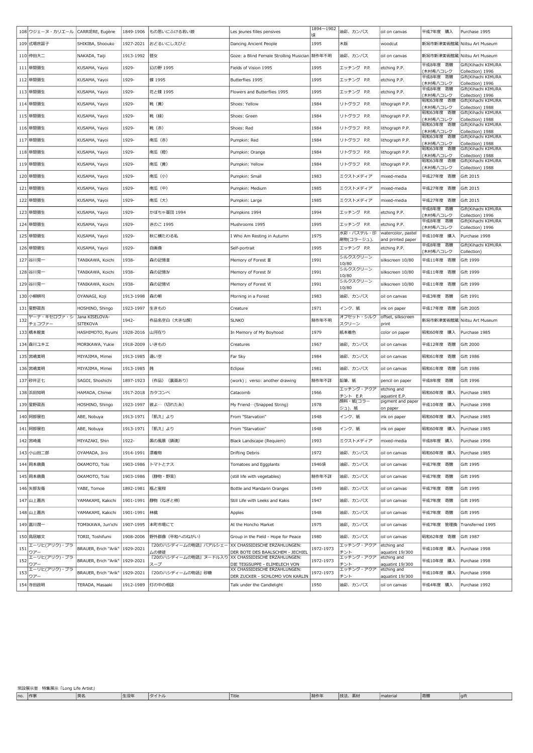| no. | 作家 | 英名 | 生没年 | タイトル | Title | 制作年 | 技法、素材 | material | 寄贈 | gift |
|---|---|---|---|---|---|---|---|---|---|---|
| 108 | ウジェーヌ・カリエール | CARRIÈRE, Eugène | 1849-1906 | もの思いにふける若い娘 | Les jeunes filles pensives | 1894～1902頃 | 油彩、カンバス | oil on canvas | 平成7年度　購入 | Purchase 1995 |
| 109 | 式場庶謳子 | SHIKIBA, Shoouko | 1927-2021 | おどるいにしえびと | Dancing Ancient People | 1995 | 木版 | woodcut | 新潟市新津美術館蔵 | Niitsu Art Museum |
| 110 | 仲田大二 | NAKADA, Taiji | 1913-1992 | 瞽女 | Goze: a Blind Female Strolling Musician | 制作年不明 | 油彩、カンバス | oil on canvas | 新潟市新津美術館蔵 | Niitsu Art Museum |
| 111 | 草間彌生 | KUSAMA, Yayoi | 1929- | 幻の野 1995 | Fields of Vision 1995 | 1995 | エッチング　P.P. | etching P.P. | 平成8年度　寄贈(木村希八コレク | Gift(Kihachi KIMURA Collection) 1996 |
| 112 | 草間彌生 | KUSAMA, Yayoi | 1929- | 蝶 1995 | Butterflies 1995 | 1995 | エッチング　P.P. | etching P.P. | 平成8年度　寄贈(木村希八コレク | Gift(Kihachi KIMURA Collection) 1996 |
| 113 | 草間彌生 | KUSAMA, Yayoi | 1929- | 花と蝶 1995 | Flowers and Butterflies 1995 | 1995 | エッチング　P.P. | etching P.P. | 平成8年度　寄贈(木村希八コレク | Gift(Kihachi KIMURA Collection) 1996 |
| 114 | 草間彌生 | KUSAMA, Yayoi | 1929- | 靴（黄） | Shoes: Yellow | 1984 | リトグラフ　P.P. | lithograph P.P. | 昭和63年度　寄贈(木村希八コレク | Gift(Kihachi KIMURA Collection) 1988 |
| 115 | 草間彌生 | KUSAMA, Yayoi | 1929- | 靴（緑） | Shoes: Green | 1984 | リトグラフ　P.P. | lithograph P.P. | 昭和63年度　寄贈(木村希八コレク | Gift(Kihachi KIMURA Collection) 1988 |
| 116 | 草間彌生 | KUSAMA, Yayoi | 1929- | 靴（赤） | Shoes: Red | 1984 | リトグラフ　P.P. | lithograph P.P. | 昭和63年度　寄贈(木村希八コレク | Gift(Kihachi KIMURA Collection) 1988 |
| 117 | 草間彌生 | KUSAMA, Yayoi | 1929- | 南瓜（赤） | Pumpkin: Red | 1984 | リトグラフ　P.P. | lithograph P.P. | 昭和63年度　寄贈(木村希八コレク | Gift(Kihachi KIMURA Collection) 1988 |
| 118 | 草間彌生 | KUSAMA, Yayoi | 1929- | 南瓜（橙） | Pumpkin: Orange | 1984 | リトグラフ　P.P. | lithograph P.P. | 昭和63年度　寄贈(木村希八コレク | Gift(Kihachi KIMURA Collection) 1988 |
| 119 | 草間彌生 | KUSAMA, Yayoi | 1929- | 南瓜（黄） | Pumpkin: Yellow | 1984 | リトグラフ　P.P. | lithograph P.P. | 昭和63年度　寄贈(木村希八コレク | Gift(Kihachi KIMURA Collection) 1988 |
| 120 | 草間彌生 | KUSAMA, Yayoi | 1929- | 南瓜（小） | Pumpkin: Small | 1983 | ミクストメディア | mixed-media | 平成27年度　寄贈 | Gift 2015 |
| 121 | 草間彌生 | KUSAMA, Yayoi | 1929- | 南瓜（中） | Pumpkin: Medium | 1985 | ミクストメディア | mixed-media | 平成27年度　寄贈 | Gift 2015 |
| 122 | 草間彌生 | KUSAMA, Yayoi | 1929- | 南瓜（大） | Pumpkin: Large | 1985 | ミクストメディア | mixed-media | 平成27年度　寄贈 | Gift 2015 |
| 123 | 草間彌生 | KUSAMA, Yayoi | 1929- | かぼちゃ軍団 1994 | Pumpkins 1994 | 1994 | エッチング　P.P. | etching P.P. | 平成8年度　寄贈(木村希八コレク | Gift(Kihachi KIMURA Collection) 1996 |
| 124 | 草間彌生 | KUSAMA, Yayoi | 1929- | きのこ 1995 | Mushrooms 1995 | 1995 | エッチング　P.P. | etching P.P. | 平成8年度　寄贈(木村希八コレク | Gift(Kihachi KIMURA Collection) 1996 |
| 125 | 草間彌生 | KUSAMA, Yayoi | 1929- | 秋に横たわる私 | I Who Am Resting in Autumn | 1975 | 水彩・パステル・印刷物(コラージュ)、 | watercolor, pastel and printed paper | 平成10年度　購入 | Purchase 1998 |
| 126 | 草間彌生 | KUSAMA, Yayoi | 1929- | 自画像 | Self-portrait | 1995 | エッチング　P.P. | etching P.P. | 平成8年度　寄贈(木村希八コレク | Gift(Kihachi KIMURA Collection) |
| 127 | 谷川晃一 | TANIKAWA, Koichi | 1938- | 森の記憶Ⅲ | Memory of Forest Ⅲ | 1991 | シルクスクリーン 10/80 | silkscreen 10/80 | 平成11年度　寄贈 | Gift 1999 |
| 128 | 谷川晃一 | TANIKAWA, Koichi | 1938- | 森の記憶Ⅳ | Memory of Forest Ⅳ | 1991 | シルクスクリーン 10/80 | silkscreen 10/80 | 平成11年度　寄贈 | Gift 1999 |
| 129 | 谷川晃一 | TANIKAWA, Koichi | 1938- | 森の記憶Ⅵ | Memory of Forest Ⅵ | 1991 | シルクスクリーン 10/80 | silkscreen 10/80 | 平成11年度　寄贈 | Gift 1999 |
| 130 | 小柳耕司 | OYANAGI, Koji | 1913-1998 | 森の朝 | Morning in a Forest | 1983 | 油彩、カンバス | oil on canvas | 平成3年度　寄贈 | Gift 1991 |
| 131 | 星野眞吾 | HOSHINO, Shingo | 1923-1997 | 生きもの | Creature | 1971 | インク、紙 | ink on paper | 平成17年度　寄贈 | Gift 2005 |
| 132 | ヤーナ・キセロヴァ・シチェコヴァー | Jana KISELOVA-SITEKOVA | 1942- | 作品名空白（大きな顔） | SLNKO | 制作年不明 | オフセット・シルクスクリーン | offset, silkscreen print | 新潟市新津美術館蔵 | Niitsu Art Museum |
| 133 | 橋本龍美 | HASHIMOTO, Ryumi | 1928-2016 | 山河在り | In Memory of My Boyhood | 1979 | 紙本着色 | color on paper | 昭和60年度　購入 | Purchase 1985 |
| 134 | 森川ユキエ | MORIKAWA, Yukie | 1918-2009 | いきもの | Creatures | 1967 | 油彩、カンバス | oil on canvas | 平成12年度　寄贈 | Gift 2000 |
| 135 | 宮嶋美明 | MIYAJIMA, Mimei | 1913-1985 | 遠い空 | Far Sky | 1984 | 油彩、カンバス | oil on canvas | 昭和61年度　寄贈 | Gift 1986 |
| 136 | 宮嶋美明 | MIYAJIMA, Mimei | 1913-1985 | 蝕 | Eclipse | 1981 | 油彩、カンバス | oil on canvas | 昭和61年度　寄贈 | Gift 1986 |
| 137 | 砂井正七 | SAGOI, Shoshichi | 1897-1923 | （作品）（裏面あり） | (work) ; verso: another drawing | 制作年不詳 | 鉛筆、紙 | pencil on paper | 平成8年度　寄贈 | Gift 1996 |
| 138 | 浜田知明 | HAMADA, Chimei | 1917-2018 | カタコンベ | Catacomb | 1966 | エッチング・アクアチント　E.P. | etching and aquatint E.P. | 昭和60年度　購入 | Purchase 1985 |
| 139 | 星野眞吾 | HOSHINO, Shingo | 1923-1997 | 彼よ…（切れた糸） | My Friend…(Snapped String) | 1978 | 顔料・紙(コラージュ)、紙 | pigment and paper on paper | 平成10年度　購入 | Purchase 1998 |
| 140 | 阿部展也 | ABE, Nobuya | 1913-1971 | 「飢え」より | From "Starvation" | 1948 | インク、紙 | ink on paper | 昭和60年度　購入 | Purchase 1985 |
| 141 | 阿部展也 | ABE, Nobuya | 1913-1971 | 「飢え」より | From "Starvation" | 1948 | インク、紙 | ink on paper | 昭和60年度　購入 | Purchase 1985 |
| 142 | 宮崎進 | MIYAZAKI, Shin | 1922- | 黒の風景（鎮魂） | Black Landscape (Requiem) | 1993 | ミクストメディア | mixed-media | 平成8年度　購入 | Purchase 1996 |
| 143 | 小山田二郎 | OYAMADA, Jiro | 1914-1991 | 漂着物 | Drifting Debris | 1972 | 油彩、カンバス | oil on canvas | 昭和60年度　購入 | Purchase 1985 |
| 144 | 岡本唐貴 | OKAMOTO, Toki | 1903-1986 | トマトとナス | Tomatoes and Eggplants | 1946頃 | 油彩、カンバス | oil on canvas | 平成7年度　寄贈 | Gift 1995 |
| 145 | 岡本唐貴 | OKAMOTO, Toki | 1903-1986 | （静物・野菜） | (still life with vegetables) | 制作年不詳 | 油彩、カンバス | oil on canvas | 平成7年度　寄贈 | Gift 1995 |
| 146 | 矢部友衛 | YABE, Tomoe | 1892-1981 | 瓶と蜜柑 | Bottle and Mandarin Oranges | 1949 | 油彩、カンバス | oil on canvas | 平成7年度　寄贈 | Gift 1995 |
| 147 | 山上嘉吉 | YAMAKAMI, Kakichi | 1901-1991 | 静物（ねぎと柿） | Still Life with Leeks and Kakis | 1947 | 油彩、カンバス | oil on canvas | 平成7年度　寄贈 | Gift 1995 |
| 148 | 山上嘉吉 | YAMAKAMI, Kakichi | 1901-1991 | 林檎 | Apples | 1948 | 油彩、カンバス | oil on canvas | 平成7年度　寄贈 | Gift 1995 |
| 149 | 富川潤一 | TOMIKAWA, Jun'ichi | 1907-1995 | 本町市場にて | At the Honcho Market | 1975 | 油彩、カンバス | oil on canvas | 平成7年度　管理換 | Transferred 1995 |
| 150 | 鳥居敏文 | TORII, Toshifumi | 1908-2006 | 野外群像（平和へのねがい） | Group in the Field - Hope for Peace | 1980 | 油彩、カンバス | oil on canvas | 昭和62年度　寄贈 | Gift 1987 |
| 151 | エーリヒ(アリク)・ブラウアー | BRAUER, Erich "Arik" | 1929-2021 | 『20のハシディームの物語』バアルシェームの使徒 | XX CHASSIDISCHE ERZÄHLUNGEN: DER BOTE DES BAALSCHEM - JECHIEL | 1972-1973 | エッチング・アクアチント | etching and aquatint 19/300 | 平成10年度　購入 | Purchase 1998 |
| 152 | エーリヒ(アリク)・ブラウアー | BRAUER, Erich "Arik" | 1929-2021 | 『20のハシディームの物語』ヌードル入りスープ | XX CHASSIDISCHE ERZÄHLUNGEN: DIE TEIGSUPPE - ELIMELECH VON | 1972-1973 | エッチング・アクアチント | etching and aquatint 19/300 | 平成10年度　購入 | Purchase 1998 |
| 153 | エーリヒ(アリク)・ブラウアー | BRAUER, Erich "Arik" | 1929-2021 | 『20のハシディームの物語』砂糖 | XX CHASSIDISCHE ERZÄHLUNGEN: DER ZUCKER - SCHLOMO VON KARLIN | 1972-1973 | エッチング・アクアチント | etching and aquatint 19/300 | 平成10年度　購入 | Purchase 1998 |
| 154 | 寺田政明 | TERADA, Masaaki | 1912-1989 | 灯の中の相談 | Talk under the Candlelight | 1950 | 油彩、カンバス | oil on canvas | 平成4年度　購入 | Purchase 1992 |

常設展示室　特集展示「Long Life Artist」

| no. | 作家 | 英名 | 生没年 | タイトル | Title | 制作年 | 技法、素材 | material | 寄贈 | gift |
|---|---|---|---|---|---|---|---|---|---|---|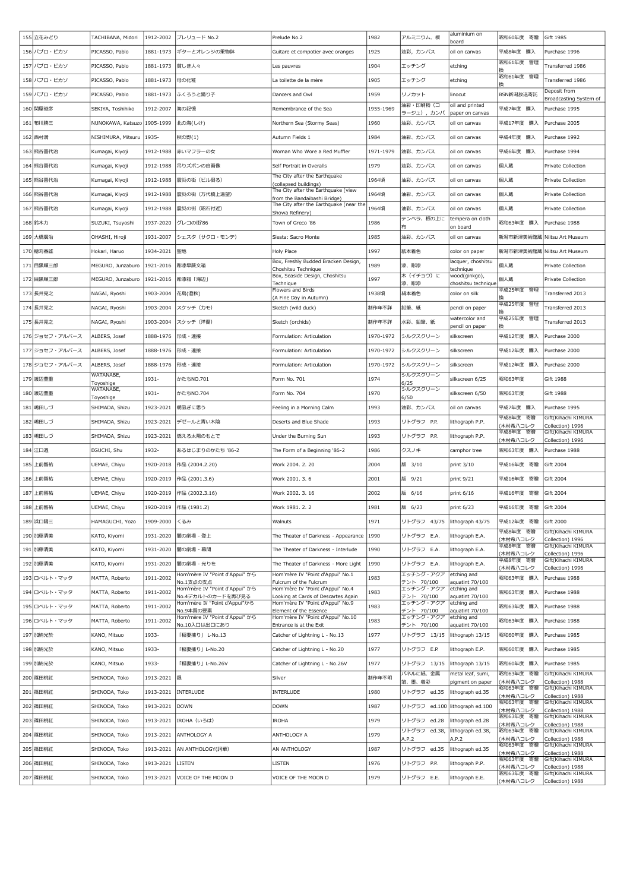| | | | | | | | | | | |
|---|---|---|---|---|---|---|---|---|---|---|
| 155 | 立花みどり | TACHIBANA, Midori | 1912-2002 | プレリュード No.2 | Prelude No.2 | 1982 | アルミニウム、板 | aluminium on board | 昭和60年度　寄贈 | Gift 1985 |
| 156 | パブロ・ピカソ | PICASSO, Pablo | 1881-1973 | ギターとオレンジの果物鉢 | Guitare et compotier avec oranges | 1925 | 油彩、カンバス | oil on canvas | 平成8年度　購入 | Purchase 1996 |
| 157 | パブロ・ピカソ | PICASSO, Pablo | 1881-1973 | 貧しき人々 | Les pauvres | 1904 | エッチング | etching | 昭和61年度　管理換 | Transferred 1986 |
| 158 | パブロ・ピカソ | PICASSO, Pablo | 1881-1973 | 母の化粧 | La toilette de la mère | 1905 | エッチング | etching | 昭和61年度　管理換 | Transferred 1986 |
| 159 | パブロ・ピカソ | PICASSO, Pablo | 1881-1973 | ふくろうと踊り子 | Dancers and Owl | 1959 | リノカット | linocut | BSN新潟放送寄託 | Deposit from Broadcasting System of |
| 160 | 関屋俊彦 | SEKIYA, Toshihiko | 1912-2007 | 海の記憶 | Remembrance of the Sea | 1955-1969 | 油彩・印刷物（コラージュ），カンバ | oil and printed paper on canvas | 平成7年度　購入 | Purchase 1995 |
| 161 | 布川勝三 | NUNOKAWA, Katsuzo | 1905-1999 | 北の海(しけ) | Northern Sea (Stormy Seas) | 1960 | 油彩、カンバス | oil on canvas | 平成17年度　購入 | Purchase 2005 |
| 162 | 西村満 | NISHIMURA, Mitsuru | 1935- | 秋の野(1) | Autumn Fields 1 | 1984 | 油彩、カンバス | oil on canvas | 平成4年度　購入 | Purchase 1992 |
| 163 | 熊谷喜代治 | Kumagai, Kiyoji | 1912-1988 | 赤いマフラーの女 | Woman Who Wore a Red Muffler | 1971-1979 | 油彩、カンバス | oil on canvas | 平成6年度　購入 | Purchase 1994 |
| 164 | 熊谷喜代治 | Kumagai, Kiyoji | 1912-1988 | 吊りズボンの自画像 | Self Portrait in Overalls | 1979 | 油彩、カンバス | oil on canvas | 個人蔵 | Private Collection |
| 165 | 熊谷喜代治 | Kumagai, Kiyoji | 1912-1988 | 震災の街（ビル倒る） | The City after the Earthquake (collapsed buildings) | 1964頃 | 油彩、カンバス | oil on canvas | 個人蔵 | Private Collection |
| 166 | 熊谷喜代治 | Kumagai, Kiyoji | 1912-1988 | 震災の街（万代橋上遠望） | The City after the Earthquake (view from the Bandaibashi Bridge) | 1964頃 | 油彩、カンバス | oil on canvas | 個人蔵 | Private Collection |
| 167 | 熊谷喜代治 | Kumagai, Kiyoji | 1912-1988 | 震災の街（昭石付近） | The City after the Earthquake (near the Showa Refinery) | 1964頃 | 油彩、カンバス | oil on canvas | 個人蔵 | Private Collection |
| 168 | 鈴木力 | SUZUKI, Tsuyoshi | 1937-2020 | グレコの街'86 | Town of Greco '86 | 1986 | テンペラ、板の上に布 | tempera on cloth on board | 昭和63年度　購入 | Purchase 1988 |
| 169 | 大橋廣治 | OHASHI, Hiroji | 1931-2007 | シエスタ（サクロ・モンテ） | Siesta: Sacro Monte | 1985 | 油彩、カンバス | oil on canvas | 新潟市新津美術館蔵 | Niitsu Art Museum |
| 170 | 穂苅春雄 | Hokari, Haruo | 1934-2021 | 聖地 | Holy Place | 1997 | 紙本着色 | color on paper | 新潟市新津美術館蔵 | Niitsu Art Museum |
| 171 | 目黒順三郎 | MEGURO, Junzaburo | 1921-2016 | 彫漆早蕨文箱 | Box, Freshly Budded Bracken Design, Choshitsu Technique | 1989 | 漆、彫漆 | lacquer, choshitsu technique | 個人蔵 | Private Collection |
| 172 | 目黒順三郎 | MEGURO, Junzaburo | 1921-2016 | 彫漆箱「海辺」 | Box, Seaside Design, Choshitsu Technique | 1997 | 木（イチョウ）に漆、彫漆 | wood(ginkgo), choshitsu technique | 個人蔵 | Private Collection |
| 173 | 長井亮之 | NAGAI, Ryoshi | 1903-2004 | 花鳥(澄秋) | Flowers and Birds (A Fine Day in Autumn) | 1938頃 | 絹本着色 | color on silk | 平成25年度　管理換 | Transferred 2013 |
| 174 | 長井亮之 | NAGAI, Ryoshi | 1903-2004 | スケッチ（カモ） | Sketch (wild duck) | 制作年不詳 | 鉛筆、紙 | pencil on paper | 平成25年度　管理換 | Transferred 2013 |
| 175 | 長井亮之 | NAGAI, Ryoshi | 1903-2004 | スケッチ（洋蘭） | Sketch (orchids) | 制作年不詳 | 水彩、鉛筆、紙 | watercolor and pencil on paper | 平成25年度　管理換 | Transferred 2013 |
| 176 | ジョセフ・アルバース | ALBERS, Josef | 1888-1976 | 形成・連接 | Formulation: Articulation | 1970-1972 | シルクスクリーン | silkscreen | 平成12年度　購入 | Purchase 2000 |
| 177 | ジョセフ・アルバース | ALBERS, Josef | 1888-1976 | 形成・連接 | Formulation: Articulation | 1970-1972 | シルクスクリーン | silkscreen | 平成12年度　購入 | Purchase 2000 |
| 178 | ジョセフ・アルバース | ALBERS, Josef | 1888-1976 | 形成・連接 | Formulation: Articulation | 1970-1972 | シルクスクリーン | silkscreen | 平成12年度　購入 | Purchase 2000 |
| 179 | 渡辺豊重 | WATANABE, Toyoshige | 1931- | かたちNO.701 | Form No. 701 | 1974 | シルクスクリーン 6/25 | silkscreen 6/25 | 昭和63年度 | Gift 1988 |
| 180 | 渡辺豊重 | WATANABE, Toyoshige | 1931- | かたちNO.704 | Form No. 704 | 1970 | シルクスクリーン 6/50 | silkscreen 6/50 | 昭和63年度 | Gift 1988 |
| 181 | 嶋田しづ | SHIMADA, Shizu | 1923-2021 | 朝凪ぎに思う | Feeling in a Morning Calm | 1993 | 油彩、カンバス | oil on canvas | 平成7年度　購入 | Purchase 1995 |
| 182 | 嶋田しづ | SHIMADA, Shizu | 1923-2021 | デゼールと青い木陰 | Deserts and Blue Shade | 1993 | リトグラフ　P.P. | lithograph P.P. | 平成8年度　寄贈(木村希八コレク | Gift(Kihachi KIMURA Collection) 1996 |
| 183 | 嶋田しづ | SHIMADA, Shizu | 1923-2021 | 燃える太陽のもとで | Under the Burning Sun | 1993 | リトグラフ　P.P. | lithograph P.P. | 平成8年度　寄贈(木村希八コレク | Gift(Kihachi KIMURA Collection) 1996 |
| 184 | 江口週 | EGUCHI, Shu | 1932- | あるはじまりのかたち '86-2 | The Form of a Beginning '86-2 | 1986 | クスノキ | camphor tree | 昭和63年度　購入 | Purchase 1988 |
| 185 | 上前智祐 | UEMAE, Chiyu | 1920-2018 | 作品 (2004.2.20) | Work 2004. 2. 20 | 2004 | 版　3/10 | print 3/10 | 平成16年度　寄贈 | Gift 2004 |
| 186 | 上前智祐 | UEMAE, Chiyu | 1920-2019 | 作品 (2001.3.6) | Work 2001. 3. 6 | 2001 | 版　9/21 | print 9/21 | 平成16年度　寄贈 | Gift 2004 |
| 187 | 上前智祐 | UEMAE, Chiyu | 1920-2019 | 作品 (2002.3.16) | Work 2002. 3. 16 | 2002 | 版　6/16 | print 6/16 | 平成16年度　寄贈 | Gift 2004 |
| 188 | 上前智祐 | UEMAE, Chiyu | 1920-2019 | 作品 (1981.2) | Work 1981. 2. 2 | 1981 | 版　6/23 | print 6/23 | 平成16年度　寄贈 | Gift 2004 |
| 189 | 浜口陽三 | HAMAGUCHI, Yozo | 1909-2000 | くるみ | Walnuts | 1971 | リトグラフ　43/75 | lithograph 43/75 | 平成12年度　寄贈 | Gift 2000 |
| 190 | 加藤清美 | KATO, Kiyomi | 1931-2020 | 闇の劇場 - 登上 | The Theater of Darkness - Appearance | 1990 | リトグラフ　E.A. | lithograph E.A. | 平成8年度　寄贈(木村希八コレク | Gift(Kihachi KIMURA Collection) 1996 |
| 191 | 加藤清美 | KATO, Kiyomi | 1931-2020 | 闇の劇場 - 幕間 | The Theater of Darkness - Interlude | 1990 | リトグラフ　E.A. | lithograph E.A. | 平成8年度　寄贈(木村希八コレク | Gift(Kihachi KIMURA Collection) 1996 |
| 192 | 加藤清美 | KATO, Kiyomi | 1931-2020 | 闇の劇場 - 光りを | The Theater of Darkness - More Light | 1990 | リトグラフ　E.A. | lithograph E.A. | 平成8年度　寄贈(木村希八コレク | Gift(Kihachi KIMURA Collection) 1996 |
| 193 | ロベルト・マッタ | MATTA, Roberto | 1911-2002 | Hom'mère IV "Point d'Appui" から No.1支点の支点 | Hom'mère IV "Point d'Appui" No.1 Fulcrum of the Fulcrum | 1983 | エッチング・アクアチント　70/100 | etching and aquatint 70/100 | 昭和63年度　購入 | Purchase 1988 |
| 194 | ロベルト・マッタ | MATTA, Roberto | 1911-2002 | Hom'mère IV "Point d'Appui" から No.4デカルトのカードを再び見る | Hom'mère IV "Point d'Appui" No.4 Looking at Cards of Descartes Again | 1983 | エッチング・アクアチント　70/100 | etching and aquatint 70/100 | 昭和63年度　購入 | Purchase 1988 |
| 195 | ロベルト・マッタ | MATTA, Roberto | 1911-2002 | Hom'mère IV "Point d'Appui"から No.9本質の要素 | Hom'mère IV "Point d'Appui" No.9 Element of the Essence | 1983 | エッチング・アクアチント　70/100 | etching and aquatint 70/100 | 昭和63年度　購入 | Purchase 1988 |
| 196 | ロベルト・マッタ | MATTA, Roberto | 1911-2002 | Hom'mère IV "Point d'Appui" から No.10入口は出口にあり | Hom'mère IV "Point d'Appui" No.10 Entrance is at the Exit | 1983 | エッチング・アクアチント　70/100 | etching and aquatint 70/100 | 昭和63年度　購入 | Purchase 1988 |
| 197 | 加納光於 | KANO, Mitsuo | 1933- | 「稲妻捕り」 L-No.13 | Catcher of Lightning L - No.13 | 1977 | リトグラフ　13/15 | lithograph 13/15 | 昭和60年度　購入 | Purchase 1985 |
| 198 | 加納光於 | KANO, Mitsuo | 1933- | 「稲妻捕り」L-No.20 | Catcher of Lightning L - No.20 | 1977 | リトグラフ　E.P. | lithograph E.P. | 昭和60年度　購入 | Purchase 1985 |
| 199 | 加納光於 | KANO, Mitsuo | 1933- | 「稲妻捕り」L-No.26V | Catcher of Lightning L - No.26V | 1977 | リトグラフ　13/15 | lithograph 13/15 | 昭和60年度　購入 | Purchase 1985 |
| 200 | 篠田桃紅 | SHINODA, Toko | 1913-2021 | 銀 | Silver | 制作年不明 | パネルに紙、金属箔、墨、岩彩 | metal leaf, sumi, pigment on paper | 昭和63年度　寄贈(木村希八コレク | Gift(Kihachi KIMURA Collection) 1988 |
| 201 | 篠田桃紅 | SHINODA, Toko | 1913-2021 | INTERLUDE | INTERLUDE | 1980 | リトグラフ　ed.35 | lithograph ed.35 | 昭和63年度　寄贈(木村希八コレク | Gift(Kihachi KIMURA Collection) 1988 |
| 202 | 篠田桃紅 | SHINODA, Toko | 1913-2021 | DOWN | DOWN | 1987 | リトグラフ　ed.100 | lithograph ed.100 | 昭和63年度　寄贈(木村希八コレク | Gift(Kihachi KIMURA Collection) 1988 |
| 203 | 篠田桃紅 | SHINODA, Toko | 1913-2021 | IROHA（いろは） | IROHA | 1979 | リトグラフ　ed.28 | lithograph ed.28 | 昭和63年度　寄贈(木村希八コレク | Gift(Kihachi KIMURA Collection) 1988 |
| 204 | 篠田桃紅 | SHINODA, Toko | 1913-2021 | ANTHOLOGY A | ANTHOLOGY A | 1979 | リトグラフ　ed.38, A.P.2 | lithograph ed.38, A.P.2 | 昭和63年度　寄贈(木村希八コレク | Gift(Kihachi KIMURA Collection) 1988 |
| 205 | 篠田桃紅 | SHINODA, Toko | 1913-2021 | AN ANTHOLOGY(詞華) | AN ANTHOLOGY | 1987 | リトグラフ　ed.35 | lithograph ed.35 | 昭和63年度　寄贈(木村希八コレク | Gift(Kihachi KIMURA Collection) 1988 |
| 206 | 篠田桃紅 | SHINODA, Toko | 1913-2021 | LISTEN | LISTEN | 1976 | リトグラフ　P.P. | lithograph P.P. | 昭和63年度　寄贈(木村希八コレク | Gift(Kihachi KIMURA Collection) 1988 |
| 207 | 篠田桃紅 | SHINODA, Toko | 1913-2021 | VOICE OF THE MOON D | VOICE OF THE MOON D | 1979 | リトグラフ　E.E. | lithograph E.E. | 昭和63年度　寄贈(木村希八コレク | Gift(Kihachi KIMURA Collection) 1988 |